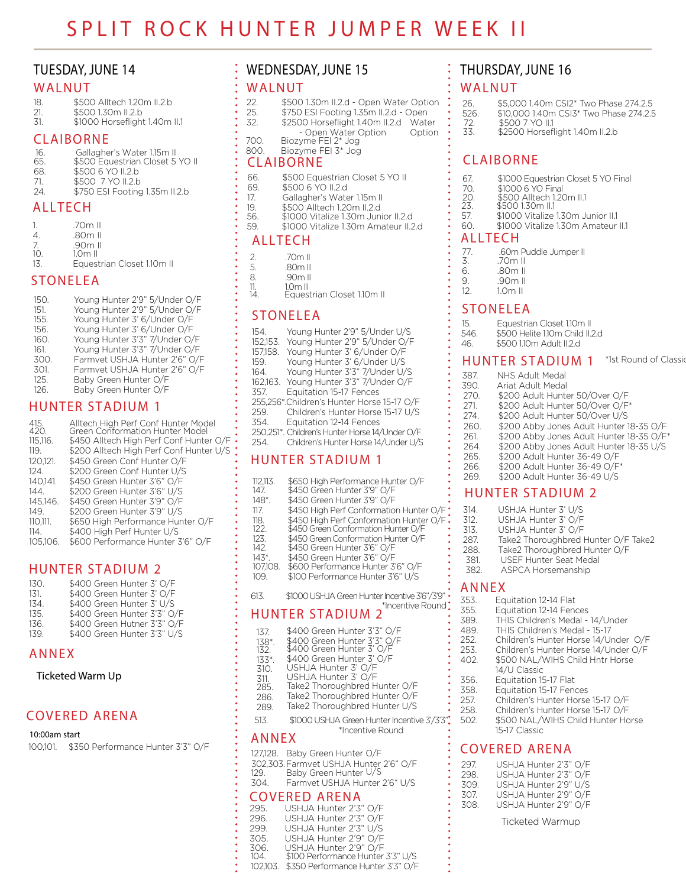# SPLIT ROCK HUNTER JUMPER WEEK II

## TUESDAY, JUNE 14

### WALNUT

18. $500 Alltech 1.20m II.2.b
21. $500 1.30m II.2.b
31. $1000 Horseflight 1.40m II.1

### CLAIBORNE

16. Gallagher's Water 1.15m II
65. $500 Equestrian Closet 5 YO II
68. $500 6 YO II.2.b
71. $500 7 YO II.2.b
24. $750 ESI Footing 1.35m II.2.b

### ALLTECH

1. .70m II
4. .80m II
7. .90m II
10. 1.0m II
13. Equestrian Closet 1.10m II

### STONELEA

150. Young Hunter 2'9" 5/Under O/F
151. Young Hunter 2'9" 5/Under O/F
155. Young Hunter 3' 6/Under O/F
156. Young Hunter 3' 6/Under O/F
160. Young Hunter 3'3" 7/Under O/F
161. Young Hunter 3'3" 7/Under O/F
300. Farmvet USHJA Hunter 2'6" O/F
301. Farmvet USHJA Hunter 2'6" O/F
125. Baby Green Hunter O/F
126. Baby Green Hunter O/F

### HUNTER STADIUM 1

415. Alltech High Perf Conf Hunter Model
420. Green Conformation Hunter Model
115,116. $450 Alltech High Perf Conf Hunter O/F
119. $200 Alltech High Perf Conf Hunter U/S
120,121. $450 Green Conf Hunter O/F
124. $200 Green Conf Hunter U/S
140,141. $450 Green Hunter 3'6" O/F
144. $200 Green Hunter 3'6" U/S
145,146. $450 Green Hunter 3'9" O/F
149. $200 Green Hunter 3'9" U/S
110,111. $650 High Performance Hunter O/F
114. $400 High Perf Hunter U/S
105,106. $600 Performance Hunter 3'6" O/F

### HUNTER STADIUM 2

130. $400 Green Hunter 3' O/F
131. $400 Green Hunter 3' O/F
134. $400 Green Hunter 3' U/S
135. $400 Green Hunter 3'3" O/F
136. $400 Green Hutner 3'3" O/F
139. $400 Green Hunter 3'3" U/S

### ANNEX

Ticketed Warm Up

### COVERED ARENA

**10:00am start**

100,101. $350 Performance Hunter 3'3" O/F

## WEDNESDAY, JUNE 15

### WALNUT

22. $500 1.30m II.2.d - Open Water Option
25. $750 ESI Footing 1.35m II.2.d - Open Water Option
32. $2500 Horseflight 1.40m II.2.d - Open Water Option
700. Biozyme FEI 2* Jog
800. Biozyme FEI 3* Jog

### CLAIBORNE

66. $500 Equestrian Closet 5 YO II
69. $500 6 YO II.2.d
17. Gallagher's Water 1.15m II
19. $500 Alltech 1.20m II.2.d
56. $1000 Vitalize 1.30m Junior II.2.d
59. $1000 Vitalize 1.30m Amateur II.2.d

### ALLTECH

2. .70m II
5. .80m II
8. .90m II
11. 1.0m II
14. Equestrian Closet 1.10m II

### STONELEA

154. Young Hunter 2'9" 5/Under U/S
152,153. Young Hunter 2'9" 5/Under O/F
157,158. Young Hunter 3' 6/Under O/F
159. Young Hunter 3' 6/Under U/S
164. Young Hunter 3'3" 7/Under U/S
162,163. Young Hunter 3'3" 7/Under O/F
357. Equitation 15-17 Fences
255,256*. Children's Hunter Horse 15-17 O/F
259. Children's Hunter Horse 15-17 U/S
354. Equitation 12-14 Fences
250,251*. Children's Hunter Horse 14/Under O/F
254. Children's Hunter Horse 14/Under U/S

### HUNTER STADIUM 1

112,113. $650 High Performance Hunter O/F
147. $450 Green Hunter 3'9" O/F
148*. $450 Green Hunter 3'9" O/F
117. $450 High Perf Conformation Hunter O/F
118. $450 High Perf Conformation Hunter O/F
122. $450 Green Conformation Hunter O/F
123. $450 Green Conformation Hunter O/F
142. $450 Green Hunter 3'6" O/F
143*. $450 Green Hunter 3'6" O/F
107,108. $600 Performance Hunter 3'6" O/F
109. $100 Performance Hunter 3'6" U/S

613. $1000 USHJA Green Hunter Incentive 3'6"/3'9"
*Incentive Round

### HUNTER STADIUM 2

137. $400 Green Hunter 3'3" O/F
138*. $400 Green Hunter 3'3" O/F
132. $400 Green Hunter 3' O/F
133*. $400 Green Hunter 3' O/F
310. USHJA Hunter 3' O/F
311. USHJA Hunter 3' O/F
285. Take2 Thoroughbred Hunter O/F
286. Take2 Thoroughbred Hunter O/F
289. Take2 Thoroughbred Hunter U/S

513. $1000 USHJA Green Hunter Incentive 3'/3'3"
*Incentive Round

### ANNEX

127,128. Baby Green Hunter O/F
302,303. Farmvet USHJA Hunter 2'6" O/F
129. Baby Green Hunter U/S
304. Farmvet USHJA Hunter 2'6" U/S

### COVERED ARENA

295. USHJA Hunter 2'3" O/F
296. USHJA Hunter 2'3" O/F
299. USHJA Hunter 2'3" U/S
305. USHJA Hunter 2'9" O/F
306. USHJA Hunter 2'9" O/F
104. $100 Performance Hunter 3'3" U/S
102,103. $350 Performance Hunter 3'3" O/F

## THURSDAY, JUNE 16

### WALNUT

26. $5,000 1.40m CSI2* Two Phase 274.2.5
526. $10,000 1.40m CSI3* Two Phase 274.2.5
72. $500 7 YO II.1
33. $2500 Horseflight 1.40m II.2.b

### CLAIBORNE

67. $1000 Equestrian Closet 5 YO Final
70. $1000 6 YO Final
20. $500 Alltech 1.20m II.1
23. $500 1.30m II.1
57. $1000 Vitalize 1.30m Junior II.1
60. $1000 Vitalize 1.30m Amateur II.1

### ALLTECH

77. .60m Puddle Jumper II
3. .70m II
6. .80m II
9. .90m II
12. 1.0m II

### STONELEA

15. Equestrian Closet 1.10m II
546. $500 Helite 1.10m Child II.2.d
46. $500 1.10m Adult II.2.d

### HUNTER STADIUM 1

*1st Round of Classic

387. NHS Adult Medal
390. Ariat Adult Medal
270. $200 Adult Hunter 50/Over O/F
271. $200 Adult Hunter 50/Over O/F*
274. $200 Adult Hunter 50/Over U/S
260. $200 Abby Jones Adult Hunter 18-35 O/F
261. $200 Abby Jones Adult Hunter 18-35 O/F*
264. $200 Abby Jones Adult Hunter 18-35 U/S
265. $200 Adult Hunter 36-49 O/F
266. $200 Adult Hunter 36-49 O/F*
269. $200 Adult Hunter 36-49 U/S

### HUNTER STADIUM 2

314. USHJA Hunter 3' U/S
312. USHJA Hunter 3' O/F
313. USHJA Hunter 3' O/F
287. Take2 Thoroughbred Hunter O/F Take2
288. Take2 Thoroughbred Hunter O/F
381. USEF Hunter Seat Medal
382. ASPCA Horsemanship

### ANNEX

353. Equitation 12-14 Flat
355. Equitation 12-14 Fences
389. THIS Children's Medal - 14/Under
489. THIS Children's Medal - 15-17
252. Children's Hunter Horse 14/Under O/F
253. Children's Hunter Horse 14/Under O/F
402. $500 NAL/WIHS Child Hntr Horse 14/U Classic
356. Equitation 15-17 Flat
358. Equitation 15-17 Fences
257. Children's Hunter Horse 15-17 O/F
258. Children's Hunter Horse 15-17 O/F
502. $500 NAL/WIHS Child Hunter Horse 15-17 Classic

### COVERED ARENA

297. USHJA Hunter 2'3" O/F
298. USHJA Hunter 2'3" O/F
309. USHJA Hunter 2'9" U/S
307. USHJA Hunter 2'9" O/F
308. USHJA Hunter 2'9" O/F

Ticketed Warmup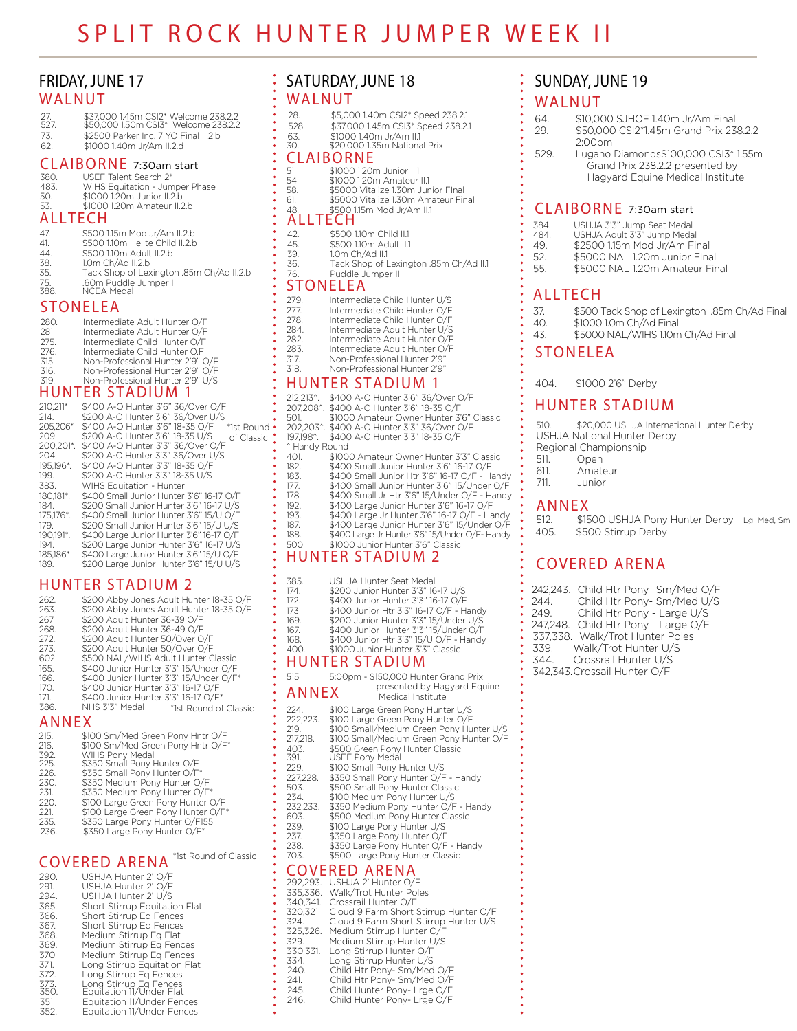# SPLIT ROCK HUNTER JUMPER WEEK II

## FRIDAY, JUNE 17

### WALNUT

| | |
|---|---|
| 27. | $37,000 1.45m CSI2* Welcome 238.2.2 |
| 527. | $50,000 1.50m CSI3* Welcome 238.2.2 |
| 73. | $2500 Parker Inc. 7 YO Final II.2.b |
| 62. | $1000 1.40m Jr/Am II.2.d |

### CLAIBORNE 7:30am start

| | |
|---|---|
| 380. | USEF Talent Search 2* |
| 483. | WIHS Equitation - Jumper Phase |
| 50. | $1000 1.20m Junior II.2.b |
| 53. | $1000 1.20m Amateur II.2.b |

### ALLTECH

| | |
|---|---|
| 47. | $500 1.15m Mod Jr/Am II.2.b |
| 41. | $500 1.10m Helite Child II.2.b |
| 44. | $500 1.10m Adult II.2.b |
| 38. | 1.0m Ch/Ad II.2.b |
| 35. | Tack Shop of Lexington .85m Ch/Ad II.2.b |
| 75. | .60m Puddle Jumper II |
| 388. | NCEA Medal |

### STONELEA

| | |
|---|---|
| 280. | Intermediate Adult Hunter O/F |
| 281. | Intermediate Adult Hunter O/F |
| 275. | Intermediate Child Hunter O/F |
| 276. | Intermediate Child Hunter O.F |
| 315. | Non-Professional Hunter 2'9" O/F |
| 316. | Non-Professional Hunter 2'9" O/F |
| 319. | Non-Professional Hunter 2'9" U/S |

### HUNTER STADIUM 1

| | |
|---|---|
| 210,211*. | $400 A-O Hunter 3'6" 36/Over O/F |
| 214. | $200 A-O Hunter 3'6" 36/Over U/S |
| 205,206*. | $400 A-O Hunter 3'6" 18-35 O/F |
| 209. | $200 A-O Hunter 3'6" 18-35 U/S |
| 200,201*. | $400 A-O Hunter 3'3" 36/Over O/F |
| 204. | $200 A-O Hunter 3'3" 36/Over U/S |
| 195,196*. | $400 A-O Hunter 3'3" 18-35 O/F |
| 199. | $200 A-O Hunter 3'3" 18-35 U/S |
| 383. | WIHS Equitation - Hunter |
| 180,181*. | $400 Small Junior Hunter 3'6" 16-17 O/F |
| 184. | $200 Small Junior Hunter 3'6" 16-17 U/S |
| 175,176*. | $400 Small Junior Hunter 3'6" 15/U O/F |
| 179. | $200 Small Junior Hunter 3'6" 15/U U/S |
| 190,191*. | $400 Large Junior Hunter 3'6" 16-17 O/F |
| 194. | $200 Large Junior Hunter 3'6" 16-17 U/S |
| 185,186*. | $400 Large Junior Hunter 3'6" 15/U O/F |
| 189. | $200 Large Junior Hunter 3'6" 15/U U/S |

*1st Round of Classic

### HUNTER STADIUM 2

| | |
|---|---|
| 262. | $200 Abby Jones Adult Hunter 18-35 O/F |
| 263. | $200 Abby Jones Adult Hunter 18-35 O/F |
| 267. | $200 Adult Hunter 36-39 O/F |
| 268. | $200 Adult Hunter 36-49 O/F |
| 272. | $200 Adult Hunter 50/Over O/F |
| 273. | $200 Adult Hunter 50/Over O/F |
| 602. | $500 NAL/WIHS Adult Hunter Classic |
| 165. | $400 Junior Hunter 3'3" 15/Under O/F |
| 166. | $400 Junior Hunter 3'3" 15/Under O/F* |
| 170. | $400 Junior Hunter 3'3" 16-17 O/F |
| 171. | $400 Junior Hunter 3'3" 16-17 O/F* |
| 386. | NHS 3'3" Medal |

*1st Round of Classic

### ANNEX

| | |
|---|---|
| 215. | $100 Sm/Med Green Pony Hntr O/F |
| 216. | $100 Sm/Med Green Pony Hntr O/F* |
| 392. | WIHS Pony Medal |
| 225. | $350 Small Pony Hunter O/F |
| 226. | $350 Small Pony Hunter O/F* |
| 230. | $350 Medium Pony Hunter O/F |
| 231. | $350 Medium Pony Hunter O/F* |
| 220. | $100 Large Green Pony Hunter O/F |
| 221. | $100 Large Green Pony Hunter O/F* |
| 235. | $350 Large Pony Hunter O/F155. |
| 236. | $350 Large Pony Hunter O/F* |

### COVERED ARENA

*1st Round of Classic

| | |
|---|---|
| 290. | USHJA Hunter 2' O/F |
| 291. | USHJA Hunter 2' O/F |
| 294. | USHJA Hunter 2' U/S |
| 365. | Short Stirrup Equitation Flat |
| 366. | Short Stirrup Eq Fences |
| 367. | Short Stirrup Eq Fences |
| 368. | Medium Stirrup Eq Flat |
| 369. | Medium Stirrup Eq Fences |
| 370. | Medium Stirrup Eq Fences |
| 371. | Long Stirrup Equitation Flat |
| 372. | Long Stirrup Eq Fences |
| 373. | Long Stirrup Eq Fences |
| 350. | Equitation 11/Under Flat |
| 351. | Equitation 11/Under Fences |
| 352. | Equitation 11/Under Fences |

## SATURDAY, JUNE 18

### WALNUT

| | |
|---|---|
| 28. | $5,000 1.40m CSI2* Speed 238.2.1 |
| 528. | $37,000 1.45m CSI3* Speed 238.2.1 |
| 63. | $1000 1.40m Jr/Am II.1 |
| 30. | $20,000 1.35m National Prix |

### CLAIBORNE

| | |
|---|---|
| 51. | $1000 1.20m Junior II.1 |
| 54. | $1000 1.20m Amateur II.1 |
| 58. | $5000 Vitalize 1.30m Junior FInal |
| 61. | $5000 Vitalize 1.30m Amateur Final |
| 48. | $500 1.15m Mod Jr/Am II.1 |

### ALLTECH

| | |
|---|---|
| 42. | $500 1.10m Child II.1 |
| 45. | $500 1.10m Adult II.1 |
| 39. | 1.0m Ch/Ad II.1 |
| 36. | Tack Shop of Lexington .85m Ch/Ad II.1 |
| 76. | Puddle Jumper II |

### STONELEA

| | |
|---|---|
| 279. | Intermediate Child Hunter U/S |
| 277. | Intermediate Child Hunter O/F |
| 278. | Intermediate Child Hunter O/F |
| 284. | Intermediate Adult Hunter U/S |
| 282. | Intermediate Adult Hunter O/F |
| 283. | Intermediate Adult Hunter O/F |
| 317. | Non-Professional Hunter 2'9" |
| 318. | Non-Professional Hunter 2'9" |

### HUNTER STADIUM 1

| | |
|---|---|
| 212,213^. | $400 A-O Hunter 3'6" 36/Over O/F |
| 207,208^. | $400 A-O Hunter 3'6" 18-35 O/F |
| 501. | $1000 Amateur Owner Hunter 3'6" Classic |
| 202,203^. | $400 A-O Hunter 3'3" 36/Over O/F |
| 197,198^. | $400 A-O Hunter 3'3" 18-35 O/F |

^ Handy Round

| | |
|---|---|
| 401. | $1000 Amateur Owner Hunter 3'3" Classic |
| 182. | $400 Small Junior Hunter 3'6" 16-17 O/F |
| 183. | $400 Small Junior Htr 3'6" 16-17 O/F - Handy |
| 177. | $400 Small Junior Hunter 3'6" 15/Under O/F |
| 178. | $400 Small Jr Htr 3'6" 15/Under O/F - Handy |
| 192. | $400 Large Junior Hunter 3'6" 16-17 O/F |
| 193. | $400 Large Jr Hunter 3'6" 16-17 O/F - Handy |
| 187. | $400 Large Junior Hunter 3'6" 15/Under O/F |
| 188. | $400 Large Jr Hunter 3'6" 15/Under O/F- Handy |
| 500. | $1000 Junior Hunter 3'6" Classic |

### HUNTER STADIUM 2

| | |
|---|---|
| 385. | USHJA Hunter Seat Medal |
| 174. | $200 Junior Hunter 3'3" 16-17 U/S |
| 172. | $400 Junior Hunter 3'3" 16-17 O/F |
| 173. | $400 Junior Htr 3'3" 16-17 O/F - Handy |
| 169. | $200 Junior Hunter 3'3" 15/Under U/S |
| 167. | $400 Junior Hunter 3'3" 15/Under O/F |
| 168. | $400 Junior Htr 3'3" 15/U O/F - Handy |
| 400. | $1000 Junior Hunter 3'3" Classic |

### HUNTER STADIUM

| | |
|---|---|
| 515. | 5:00pm - $150,000 Hunter Grand Prix presented by Hagyard Equine Medical Institute |

### ANNEX

| | |
|---|---|
| 224. | $100 Large Green Pony Hunter U/S |
| 222,223. | $100 Large Green Pony Hunter O/F |
| 219. | $100 Small/Medium Green Pony Hunter U/S |
| 217,218. | $100 Small/Medium Green Pony Hunter O/F |
| 403. | $500 Green Pony Hunter Classic |
| 391. | USEF Pony Medal |
| 229. | $100 Small Pony Hunter U/S |
| 227,228. | $350 Small Pony Hunter O/F - Handy |
| 503. | $500 Small Pony Hunter Classic |
| 234. | $100 Medium Pony Hunter U/S |
| 232,233. | $350 Medium Pony Hunter O/F - Handy |
| 603. | $500 Medium Pony Hunter Classic |
| 239. | $100 Large Pony Hunter U/S |
| 237. | $350 Large Pony Hunter O/F |
| 238. | $350 Large Pony Hunter O/F - Handy |
| 703. | $500 Large Pony Hunter Classic |

### COVERED ARENA

| | |
|---|---|
| 292,293. | USHJA 2' Hunter O/F |
| 335,336. | Walk/Trot Hunter Poles |
| 340,341. | Crossrail Hunter O/F |
| 320,321. | Cloud 9 Farm Short Stirrup Hunter O/F |
| 324. | Cloud 9 Farm Short Stirrup Hunter U/S |
| 325,326. | Medium Stirrup Hunter O/F |
| 329. | Medium Stirrup Hunter U/S |
| 330,331. | Long Stirrup Hunter O/F |
| 334. | Long Stirrup Hunter U/S |
| 240. | Child Htr Pony- Sm/Med O/F |
| 241. | Child Htr Pony- Sm/Med O/F |
| 245. | Child Hunter Pony- Lrge O/F |
| 246. | Child Hunter Pony- Lrge O/F |

## SUNDAY, JUNE 19

### WALNUT

| | |
|---|---|
| 64. | $10,000 SJHOF 1.40m Jr/Am Final |
| 29. | $50,000 CSI2*1.45m Grand Prix 238.2.2 2:00pm |
| 529. | Lugano Diamonds$100,000 CSI3* 1.55m Grand Prix 238.2.2 presented by Hagyard Equine Medical Institute |

### CLAIBORNE 7:30am start

| | |
|---|---|
| 384. | USHJA 3'3" Jump Seat Medal |
| 484. | USHJA Adult 3'3" Jump Medal |
| 49. | $2500 1.15m Mod Jr/Am Final |
| 52. | $5000 NAL 1.20m Junior FInal |
| 55. | $5000 NAL 1.20m Amateur Final |

### ALLTECH

| | |
|---|---|
| 37. | $500 Tack Shop of Lexington .85m Ch/Ad Final |
| 40. | $1000 1.0m Ch/Ad Final |
| 43. | $5000 NAL/WIHS 1.10m Ch/Ad Final |

### STONELEA

| | |
|---|---|
| 404. | $1000 2'6" Derby |

### HUNTER STADIUM

| | |
|---|---|
| 510. | $20,000 USHJA International Hunter Derby |

USHJA National Hunter Derby
Regional Championship

| | |
|---|---|
| 511. | Open |
| 611. | Amateur |
| 711. | Junior |

### ANNEX

| | |
|---|---|
| 512. | $1500 USHJA Pony Hunter Derby - Lg, Med, Sm |
| 405. | $500 Stirrup Derby |

### COVERED ARENA

| | |
|---|---|
| 242,243. | Child Htr Pony- Sm/Med O/F |
| 244. | Child Htr Pony- Sm/Med U/S |
| 249. | Child Htr Pony - Large U/S |
| 247,248. | Child Htr Pony - Large O/F |
| 337,338. | Walk/Trot Hunter Poles |
| 339. | Walk/Trot Hunter U/S |
| 344. | Crossrail Hunter U/S |
| 342,343. | Crossail Hunter O/F |